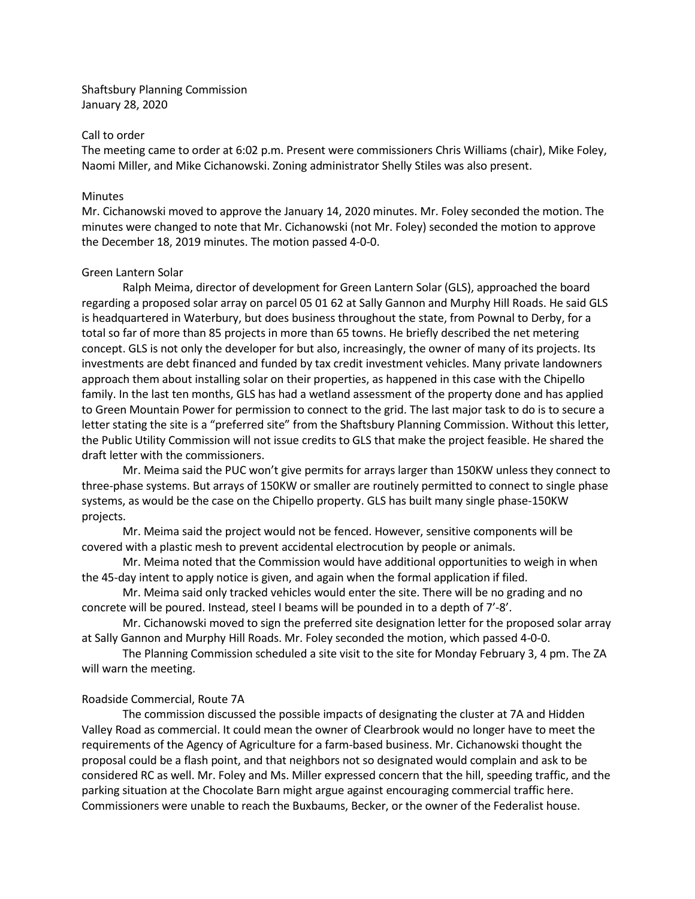Shaftsbury Planning Commission
January 28, 2020

## Call to order

The meeting came to order at 6:02 p.m. Present were commissioners Chris Williams (chair), Mike Foley, Naomi Miller, and Mike Cichanowski. Zoning administrator Shelly Stiles was also present.

## Minutes

Mr. Cichanowski moved to approve the January 14, 2020 minutes. Mr. Foley seconded the motion. The minutes were changed to note that Mr. Cichanowski (not Mr. Foley) seconded the motion to approve the December 18, 2019 minutes. The motion passed 4-0-0.

## Green Lantern Solar

Ralph Meima, director of development for Green Lantern Solar (GLS), approached the board regarding a proposed solar array on parcel 05 01 62 at Sally Gannon and Murphy Hill Roads. He said GLS is headquartered in Waterbury, but does business throughout the state, from Pownal to Derby, for a total so far of more than 85 projects in more than 65 towns. He briefly described the net metering concept. GLS is not only the developer for but also, increasingly, the owner of many of its projects. Its investments are debt financed and funded by tax credit investment vehicles. Many private landowners approach them about installing solar on their properties, as happened in this case with the Chipello family. In the last ten months, GLS has had a wetland assessment of the property done and has applied to Green Mountain Power for permission to connect to the grid. The last major task to do is to secure a letter stating the site is a "preferred site" from the Shaftsbury Planning Commission. Without this letter, the Public Utility Commission will not issue credits to GLS that make the project feasible. He shared the draft letter with the commissioners.

Mr. Meima said the PUC won't give permits for arrays larger than 150KW unless they connect to three-phase systems. But arrays of 150KW or smaller are routinely permitted to connect to single phase systems, as would be the case on the Chipello property. GLS has built many single phase-150KW projects.

Mr. Meima said the project would not be fenced. However, sensitive components will be covered with a plastic mesh to prevent accidental electrocution by people or animals.

Mr. Meima noted that the Commission would have additional opportunities to weigh in when the 45-day intent to apply notice is given, and again when the formal application if filed.

Mr. Meima said only tracked vehicles would enter the site. There will be no grading and no concrete will be poured. Instead, steel I beams will be pounded in to a depth of 7'-8'.

Mr. Cichanowski moved to sign the preferred site designation letter for the proposed solar array at Sally Gannon and Murphy Hill Roads. Mr. Foley seconded the motion, which passed 4-0-0.

The Planning Commission scheduled a site visit to the site for Monday February 3, 4 pm. The ZA will warn the meeting.

## Roadside Commercial, Route 7A

The commission discussed the possible impacts of designating the cluster at 7A and Hidden Valley Road as commercial. It could mean the owner of Clearbrook would no longer have to meet the requirements of the Agency of Agriculture for a farm-based business. Mr. Cichanowski thought the proposal could be a flash point, and that neighbors not so designated would complain and ask to be considered RC as well. Mr. Foley and Ms. Miller expressed concern that the hill, speeding traffic, and the parking situation at the Chocolate Barn might argue against encouraging commercial traffic here. Commissioners were unable to reach the Buxbaums, Becker, or the owner of the Federalist house.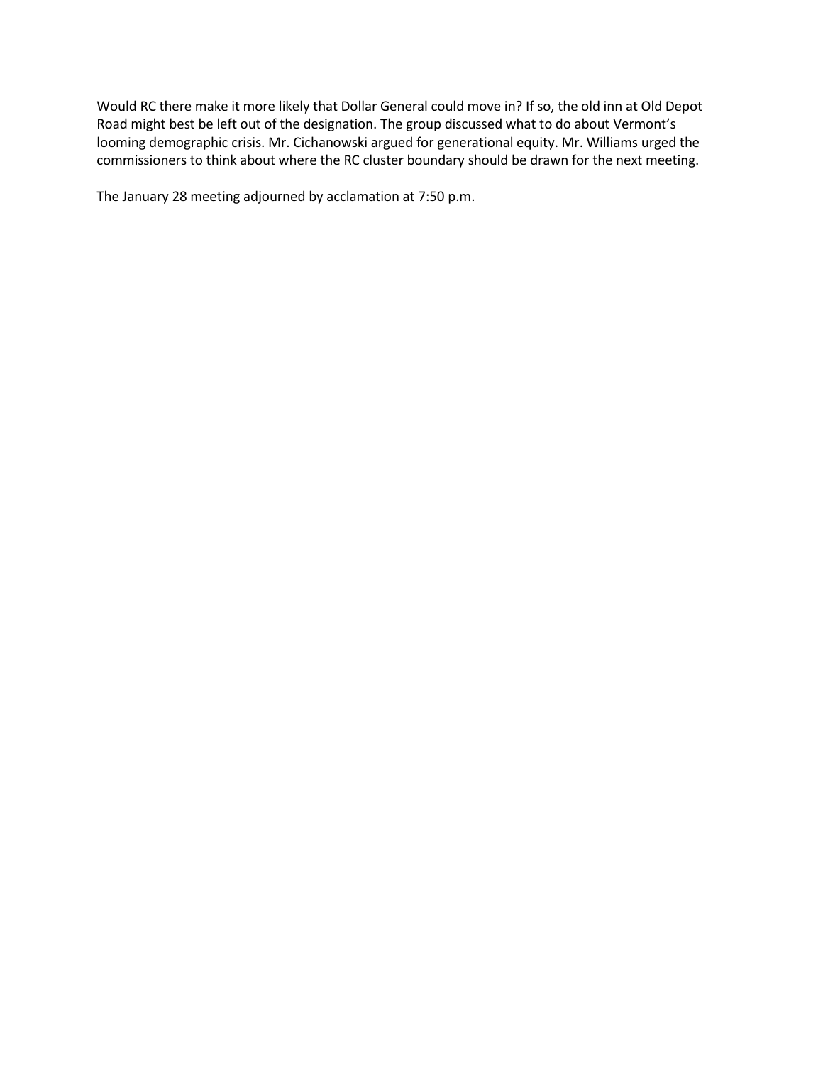Would RC there make it more likely that Dollar General could move in? If so, the old inn at Old Depot Road might best be left out of the designation. The group discussed what to do about Vermont's looming demographic crisis. Mr. Cichanowski argued for generational equity. Mr. Williams urged the commissioners to think about where the RC cluster boundary should be drawn for the next meeting.

The January 28 meeting adjourned by acclamation at 7:50 p.m.